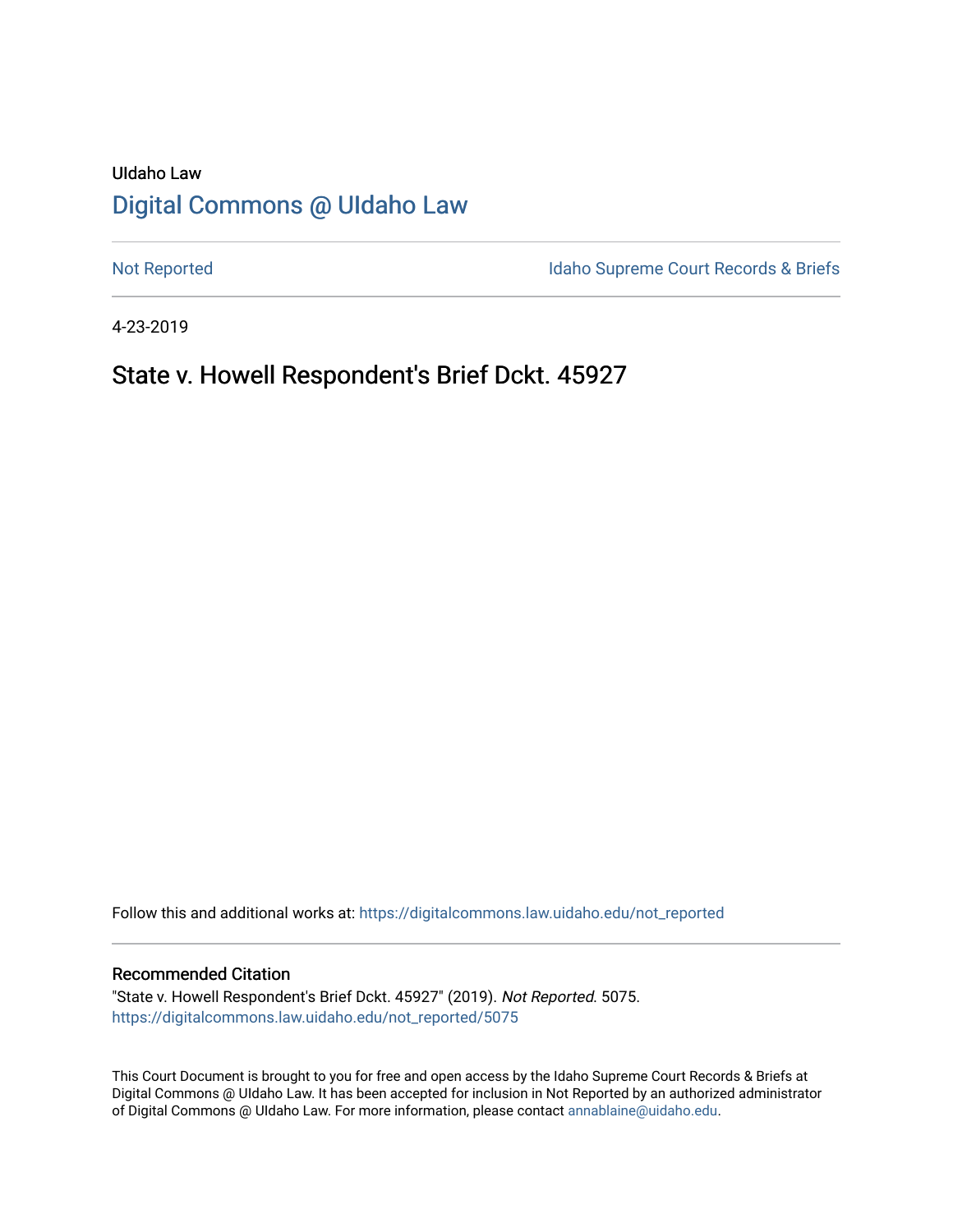UIdaho Law

# [Digital Commons @ UIdaho Law](https://digitalcommons.law.uidaho.edu/)

[Not Reported](https://digitalcommons.law.uidaho.edu/not_reported) | [Idaho Supreme Court Records & Briefs](https://digitalcommons.law.uidaho.edu/idaho_supreme_court_record_briefs)

4-23-2019

## State v. Howell Respondent's Brief Dckt. 45927

Follow this and additional works at: https://digitalcommons.law.uidaho.edu/not_reported

### Recommended Citation

"State v. Howell Respondent's Brief Dckt. 45927" (2019). *Not Reported*. 5075.
https://digitalcommons.law.uidaho.edu/not_reported/5075

This Court Document is brought to you for free and open access by the Idaho Supreme Court Records & Briefs at Digital Commons @ UIdaho Law. It has been accepted for inclusion in Not Reported by an authorized administrator of Digital Commons @ UIdaho Law. For more information, please contact annablaine@uidaho.edu.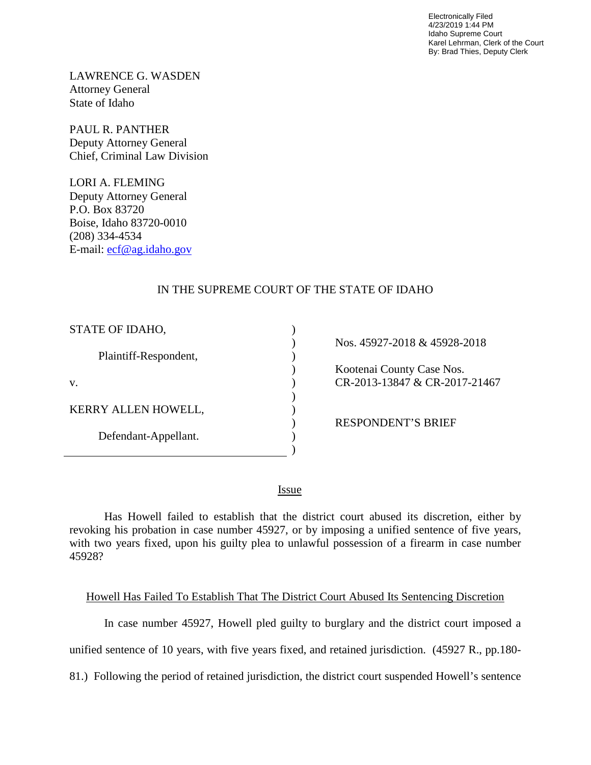Electronically Filed
4/23/2019 1:44 PM
Idaho Supreme Court
Karel Lehrman, Clerk of the Court
By: Brad Thies, Deputy Clerk

LAWRENCE G. WASDEN
Attorney General
State of Idaho

PAUL R. PANTHER
Deputy Attorney General
Chief, Criminal Law Division

LORI A. FLEMING
Deputy Attorney General
P.O. Box 83720
Boise, Idaho 83720-0010
(208) 334-4534
E-mail: ecf@ag.idaho.gov

IN THE SUPREME COURT OF THE STATE OF IDAHO

| | |
|---|---|
| STATE OF IDAHO,<br><br>Plaintiff-Respondent,<br><br>v.<br><br>KERRY ALLEN HOWELL,<br><br>Defendant-Appellant. | Nos. 45927-2018 & 45928-2018<br><br>Kootenai County Case Nos.<br>CR-2013-13847 & CR-2017-21467<br><br>RESPONDENT'S BRIEF |

## Issue

Has Howell failed to establish that the district court abused its discretion, either by revoking his probation in case number 45927, or by imposing a unified sentence of five years, with two years fixed, upon his guilty plea to unlawful possession of a firearm in case number 45928?

## Howell Has Failed To Establish That The District Court Abused Its Sentencing Discretion

In case number 45927, Howell pled guilty to burglary and the district court imposed a unified sentence of 10 years, with five years fixed, and retained jurisdiction. (45927 R., pp.180-81.) Following the period of retained jurisdiction, the district court suspended Howell's sentence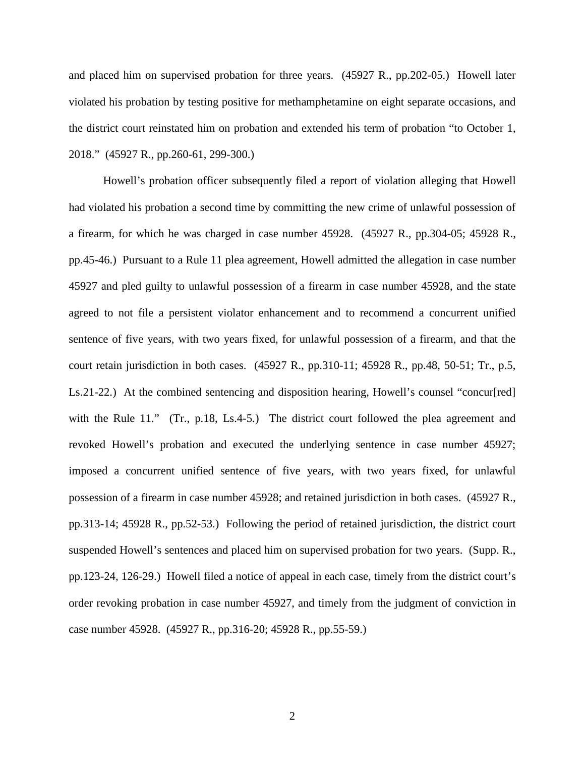and placed him on supervised probation for three years. (45927 R., pp.202-05.) Howell later violated his probation by testing positive for methamphetamine on eight separate occasions, and the district court reinstated him on probation and extended his term of probation "to October 1, 2018." (45927 R., pp.260-61, 299-300.)

Howell's probation officer subsequently filed a report of violation alleging that Howell had violated his probation a second time by committing the new crime of unlawful possession of a firearm, for which he was charged in case number 45928. (45927 R., pp.304-05; 45928 R., pp.45-46.) Pursuant to a Rule 11 plea agreement, Howell admitted the allegation in case number 45927 and pled guilty to unlawful possession of a firearm in case number 45928, and the state agreed to not file a persistent violator enhancement and to recommend a concurrent unified sentence of five years, with two years fixed, for unlawful possession of a firearm, and that the court retain jurisdiction in both cases. (45927 R., pp.310-11; 45928 R., pp.48, 50-51; Tr., p.5, Ls.21-22.) At the combined sentencing and disposition hearing, Howell's counsel "concur[red] with the Rule 11." (Tr., p.18, Ls.4-5.) The district court followed the plea agreement and revoked Howell's probation and executed the underlying sentence in case number 45927; imposed a concurrent unified sentence of five years, with two years fixed, for unlawful possession of a firearm in case number 45928; and retained jurisdiction in both cases. (45927 R., pp.313-14; 45928 R., pp.52-53.) Following the period of retained jurisdiction, the district court suspended Howell's sentences and placed him on supervised probation for two years. (Supp. R., pp.123-24, 126-29.) Howell filed a notice of appeal in each case, timely from the district court's order revoking probation in case number 45927, and timely from the judgment of conviction in case number 45928. (45927 R., pp.316-20; 45928 R., pp.55-59.)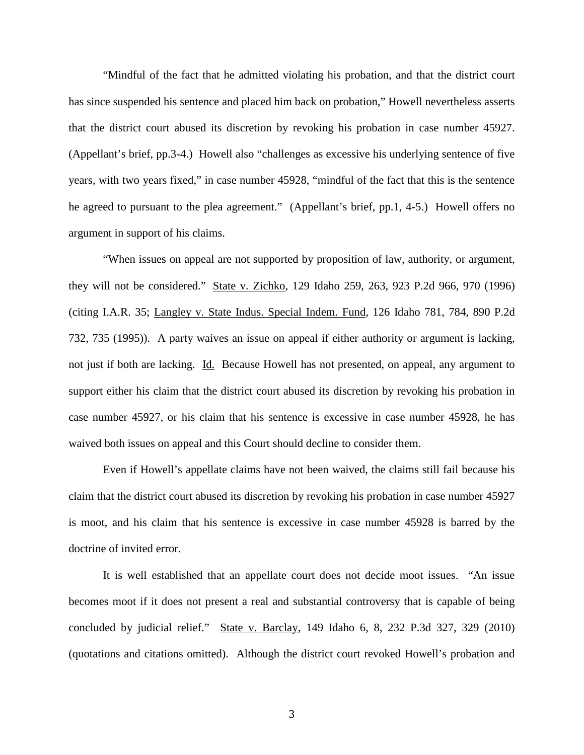"Mindful of the fact that he admitted violating his probation, and that the district court has since suspended his sentence and placed him back on probation," Howell nevertheless asserts that the district court abused its discretion by revoking his probation in case number 45927. (Appellant's brief, pp.3-4.) Howell also "challenges as excessive his underlying sentence of five years, with two years fixed," in case number 45928, "mindful of the fact that this is the sentence he agreed to pursuant to the plea agreement." (Appellant's brief, pp.1, 4-5.) Howell offers no argument in support of his claims.

"When issues on appeal are not supported by proposition of law, authority, or argument, they will not be considered." State v. Zichko, 129 Idaho 259, 263, 923 P.2d 966, 970 (1996) (citing I.A.R. 35; Langley v. State Indus. Special Indem. Fund, 126 Idaho 781, 784, 890 P.2d 732, 735 (1995)). A party waives an issue on appeal if either authority or argument is lacking, not just if both are lacking. Id. Because Howell has not presented, on appeal, any argument to support either his claim that the district court abused its discretion by revoking his probation in case number 45927, or his claim that his sentence is excessive in case number 45928, he has waived both issues on appeal and this Court should decline to consider them.

Even if Howell's appellate claims have not been waived, the claims still fail because his claim that the district court abused its discretion by revoking his probation in case number 45927 is moot, and his claim that his sentence is excessive in case number 45928 is barred by the doctrine of invited error.

It is well established that an appellate court does not decide moot issues. "An issue becomes moot if it does not present a real and substantial controversy that is capable of being concluded by judicial relief." State v. Barclay, 149 Idaho 6, 8, 232 P.3d 327, 329 (2010) (quotations and citations omitted). Although the district court revoked Howell's probation and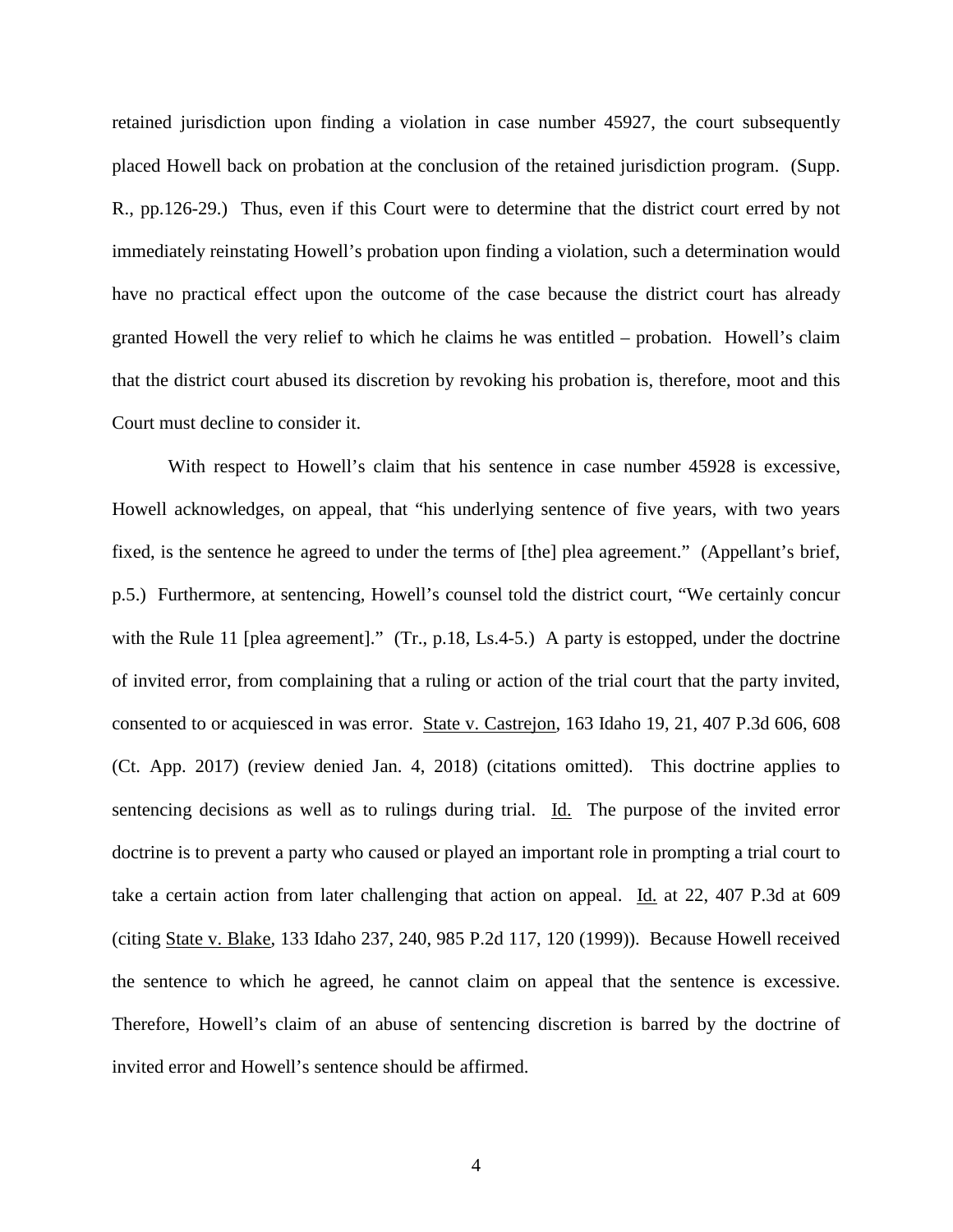retained jurisdiction upon finding a violation in case number 45927, the court subsequently placed Howell back on probation at the conclusion of the retained jurisdiction program. (Supp. R., pp.126-29.) Thus, even if this Court were to determine that the district court erred by not immediately reinstating Howell's probation upon finding a violation, such a determination would have no practical effect upon the outcome of the case because the district court has already granted Howell the very relief to which he claims he was entitled – probation. Howell's claim that the district court abused its discretion by revoking his probation is, therefore, moot and this Court must decline to consider it.

With respect to Howell's claim that his sentence in case number 45928 is excessive, Howell acknowledges, on appeal, that "his underlying sentence of five years, with two years fixed, is the sentence he agreed to under the terms of [the] plea agreement." (Appellant's brief, p.5.) Furthermore, at sentencing, Howell's counsel told the district court, "We certainly concur with the Rule 11 [plea agreement]." (Tr., p.18, Ls.4-5.) A party is estopped, under the doctrine of invited error, from complaining that a ruling or action of the trial court that the party invited, consented to or acquiesced in was error. State v. Castrejon, 163 Idaho 19, 21, 407 P.3d 606, 608 (Ct. App. 2017) (review denied Jan. 4, 2018) (citations omitted). This doctrine applies to sentencing decisions as well as to rulings during trial. Id. The purpose of the invited error doctrine is to prevent a party who caused or played an important role in prompting a trial court to take a certain action from later challenging that action on appeal. Id. at 22, 407 P.3d at 609 (citing State v. Blake, 133 Idaho 237, 240, 985 P.2d 117, 120 (1999)). Because Howell received the sentence to which he agreed, he cannot claim on appeal that the sentence is excessive. Therefore, Howell's claim of an abuse of sentencing discretion is barred by the doctrine of invited error and Howell's sentence should be affirmed.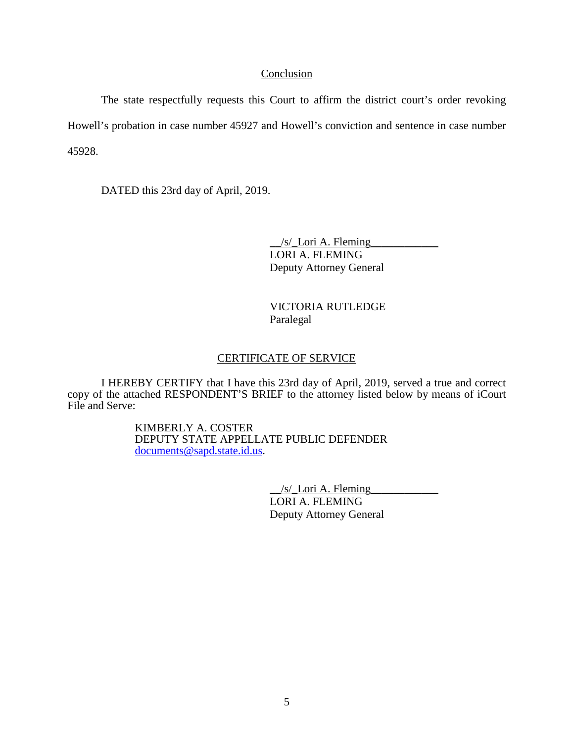## Conclusion

The state respectfully requests this Court to affirm the district court's order revoking Howell's probation in case number 45927 and Howell's conviction and sentence in case number 45928.

DATED this 23rd day of April, 2019.

/s/ Lori A. Fleming
LORI A. FLEMING
Deputy Attorney General

VICTORIA RUTLEDGE
Paralegal

## CERTIFICATE OF SERVICE

I HEREBY CERTIFY that I have this 23rd day of April, 2019, served a true and correct copy of the attached RESPONDENT'S BRIEF to the attorney listed below by means of iCourt File and Serve:

KIMBERLY A. COSTER
DEPUTY STATE APPELLATE PUBLIC DEFENDER
documents@sapd.state.id.us.

/s/ Lori A. Fleming
LORI A. FLEMING
Deputy Attorney General